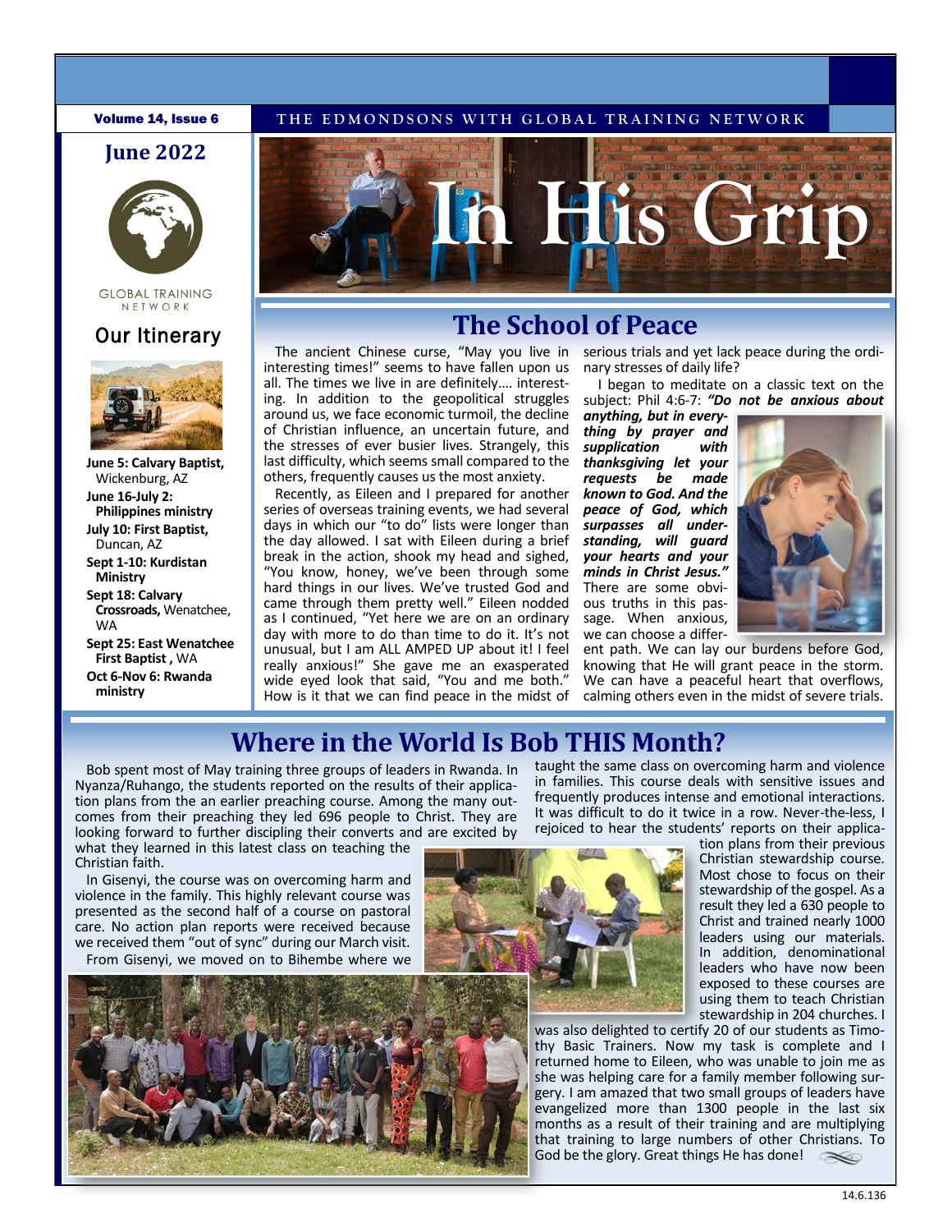Volume 14, Issue 6

THE EDMONDSONS WITH GLOBAL TRAINING NETWORK

# In His Grip

## June 2022

GLOBAL TRAINING NETWORK

## Our Itinerary

**June 5: Calvary Baptist,** Wickenburg, AZ

**June 16-July 2: Philippines ministry**

**July 10: First Baptist,** Duncan, AZ

**Sept 1-10: Kurdistan Ministry**

**Sept 18: Calvary Crossroads,** Wenatchee, WA

**Sept 25: East Wenatchee First Baptist ,** WA

**Oct 6-Nov 6: Rwanda ministry**

## The School of Peace

The ancient Chinese curse, "May you live in interesting times!" seems to have fallen upon us all. The times we live in are definitely…. interesting. In addition to the geopolitical struggles around us, we face economic turmoil, the decline of Christian influence, an uncertain future, and the stresses of ever busier lives. Strangely, this last difficulty, which seems small compared to the others, frequently causes us the most anxiety.

Recently, as Eileen and I prepared for another series of overseas training events, we had several days in which our "to do" lists were longer than the day allowed. I sat with Eileen during a brief break in the action, shook my head and sighed, "You know, honey, we've been through some hard things in our lives. We've trusted God and came through them pretty well." Eileen nodded as I continued, "Yet here we are on an ordinary day with more to do than time to do it. It's not unusual, but I am ALL AMPED UP about it! I feel really anxious!" She gave me an exasperated wide eyed look that said, "You and me both." How is it that we can find peace in the midst of serious trials and yet lack peace during the ordinary stresses of daily life?

I began to meditate on a classic text on the subject: Phil 4:6-7: ***"Do not be anxious about anything, but in everything by prayer and supplication with thanksgiving let your requests be made known to God. And the peace of God, which surpasses all understanding, will guard your hearts and your minds in Christ Jesus."*** There are some obvious truths in this passage. When anxious, we can choose a different path. We can lay our burdens before God, knowing that He will grant peace in the storm. We can have a peaceful heart that overflows, calming others even in the midst of severe trials.

## Where in the World Is Bob THIS Month?

Bob spent most of May training three groups of leaders in Rwanda. In Nyanza/Ruhango, the students reported on the results of their application plans from the an earlier preaching course. Among the many outcomes from their preaching they led 696 people to Christ. They are looking forward to further discipling their converts and are excited by what they learned in this latest class on teaching the Christian faith.

In Gisenyi, the course was on overcoming harm and violence in the family. This highly relevant course was presented as the second half of a course on pastoral care. No action plan reports were received because we received them "out of sync" during our March visit.

From Gisenyi, we moved on to Bihembe where we taught the same class on overcoming harm and violence in families. This course deals with sensitive issues and frequently produces intense and emotional interactions. It was difficult to do it twice in a row. Never-the-less, I rejoiced to hear the students' reports on their application plans from their previous Christian stewardship course. Most chose to focus on their stewardship of the gospel. As a result they led a 630 people to Christ and trained nearly 1000 leaders using our materials. In addition, denominational leaders who have now been exposed to these courses are using them to teach Christian stewardship in 204 churches. I was also delighted to certify 20 of our students as Timothy Basic Trainers. Now my task is complete and I returned home to Eileen, who was unable to join me as she was helping care for a family member following surgery. I am amazed that two small groups of leaders have evangelized more than 1300 people in the last six months as a result of their training and are multiplying that training to large numbers of other Christians. To God be the glory. Great things He has done!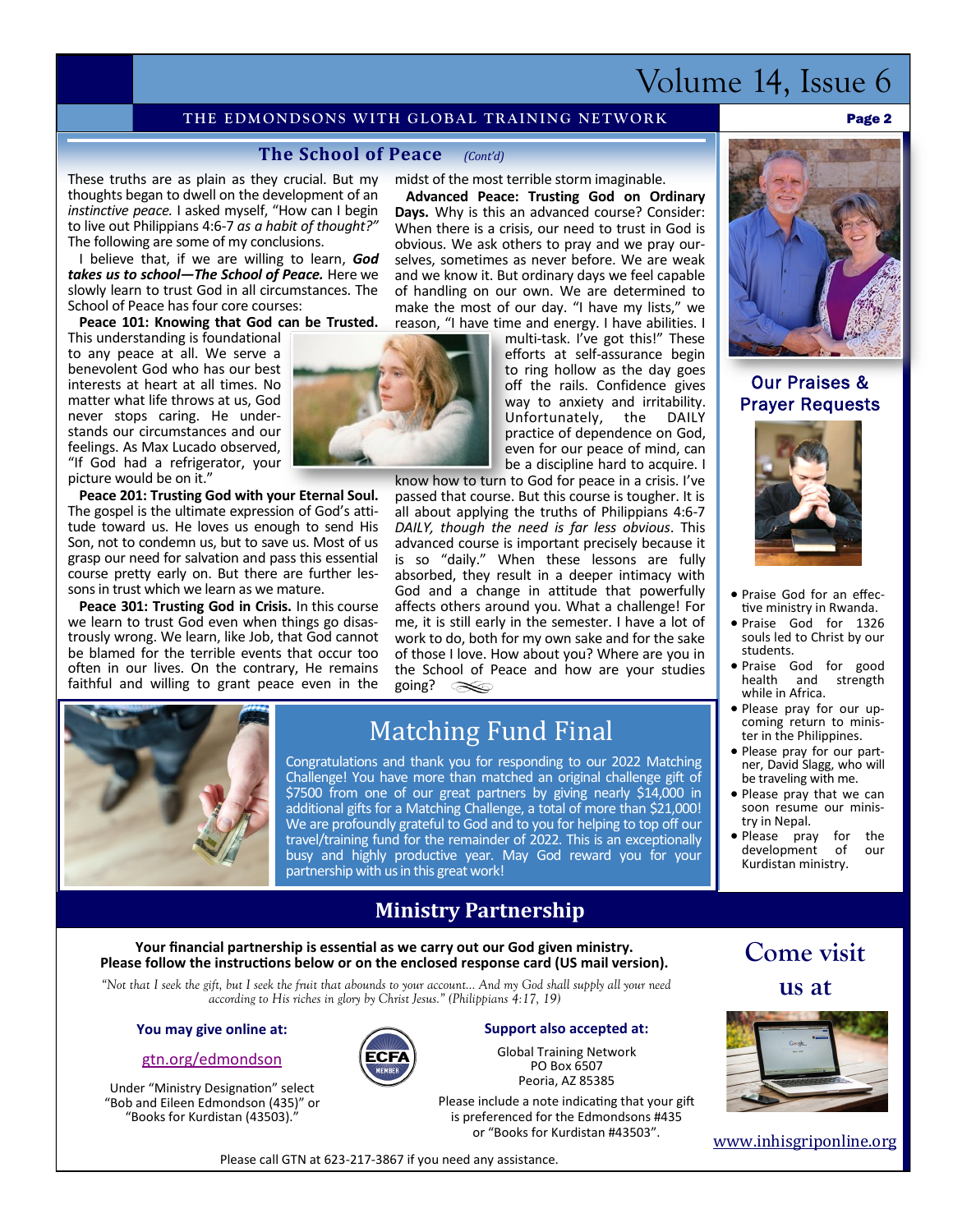## The School of Peace *(Cont'd)*

These truths are as plain as they crucial. But my thoughts began to dwell on the development of an *instinctive peace.* I asked myself, "How can I begin to live out Philippians 4:6-7 *as a habit of thought?"* The following are some of my conclusions.

I believe that, if we are willing to learn, ***God takes us to school—The School of Peace.*** Here we slowly learn to trust God in all circumstances. The School of Peace has four core courses:

**Peace 101: Knowing that God can be Trusted.** This understanding is foundational to any peace at all. We serve a benevolent God who has our best interests at heart at all times. No matter what life throws at us, God never stops caring. He understands our circumstances and our feelings. As Max Lucado observed, "If God had a refrigerator, your picture would be on it."

**Peace 201: Trusting God with your Eternal Soul.** The gospel is the ultimate expression of God's attitude toward us. He loves us enough to send His Son, not to condemn us, but to save us. Most of us grasp our need for salvation and pass this essential course pretty early on. But there are further lessons in trust which we learn as we mature.

**Peace 301: Trusting God in Crisis.** In this course we learn to trust God even when things go disastrously wrong. We learn, like Job, that God cannot be blamed for the terrible events that occur too often in our lives. On the contrary, He remains faithful and willing to grant peace even in the midst of the most terrible storm imaginable.

**Advanced Peace: Trusting God on Ordinary Days.** Why is this an advanced course? Consider: When there is a crisis, our need to trust in God is obvious. We ask others to pray and we pray ourselves, sometimes as never before. We are weak and we know it. But ordinary days we feel capable of handling on our own. We are determined to make the most of our day. "I have my lists," we reason, "I have time and energy. I have abilities. I multi-task. I've got this!" These efforts at self-assurance begin to ring hollow as the day goes off the rails. Confidence gives way to anxiety and irritability. Unfortunately, the DAILY practice of dependence on God, even for our peace of mind, can be a discipline hard to acquire. I know how to turn to God for peace in a crisis. I've passed that course. But this course is tougher. It is all about applying the truths of Philippians 4:6-7 *DAILY, though the need is far less obvious*. This advanced course is important precisely because it is so "daily." When these lessons are fully absorbed, they result in a deeper intimacy with God and a change in attitude that powerfully affects others around you. What a challenge! For me, it is still early in the semester. I have a lot of work to do, both for my own sake and for the sake of those I love. How about you? Where are you in the School of Peace and how are your studies going?

## Matching Fund Final

Congratulations and thank you for responding to our 2022 Matching Challenge! You have more than matched an original challenge gift of $7500 from one of our great partners by giving nearly $14,000 in additional gifts for a Matching Challenge, a total of more than $21,000! We are profoundly grateful to God and to you for helping to top off our travel/training fund for the remainder of 2022. This is an exceptionally busy and highly productive year. May God reward you for your partnership with us in this great work!

## Our Praises & Prayer Requests

- Praise God for an effective ministry in Rwanda.
- Praise God for 1326 souls led to Christ by our students.
- Praise God for good health and strength while in Africa.
- Please pray for our upcoming return to minister in the Philippines.
- Please pray for our partner, David Slagg, who will be traveling with me.
- Please pray that we can soon resume our ministry in Nepal.
- Please pray for the development of our Kurdistan ministry.

## Ministry Partnership

**Your financial partnership is essential as we carry out our God given ministry. Please follow the instructions below or on the enclosed response card (US mail version).**

*"Not that I seek the gift, but I seek the fruit that abounds to your account... And my God shall supply all your need according to His riches in glory by Christ Jesus." (Philippians 4:17, 19)*

**You may give online at:**

gtn.org/edmondson

Under "Ministry Designation" select "Bob and Eileen Edmondson (435)" or "Books for Kurdistan (43503)."

ECFA MEMBER

**Support also accepted at:**

Global Training Network
PO Box 6507
Peoria, AZ 85385

Please include a note indicating that your gift is preferenced for the Edmondsons #435 or "Books for Kurdistan #43503".

Please call GTN at 623-217-3867 if you need any assistance.

## Come visit us at

www.inhisgriponline.org